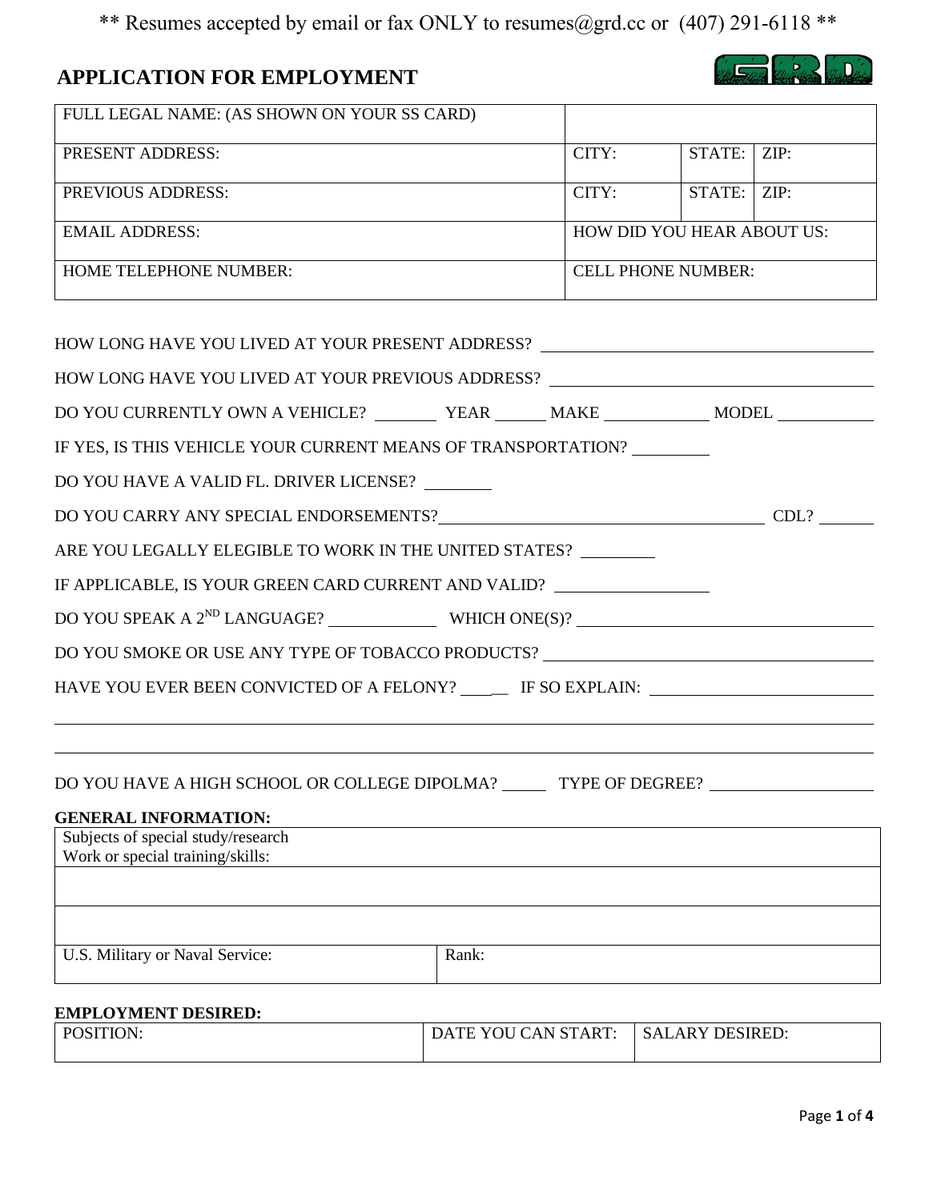** Resumes accepted by email or fax ONLY to resumes@grd.cc or (407) 291-6118 **

# APPLICATION FOR EMPLOYMENT

| | | | |
|---|---|---|---|
| FULL LEGAL NAME: (AS SHOWN ON YOUR SS CARD) | | | |
| PRESENT ADDRESS: | CITY: | STATE: | ZIP: |
| PREVIOUS ADDRESS: | CITY: | STATE: | ZIP: |
| EMAIL ADDRESS: | HOW DID YOU HEAR ABOUT US: | | |
| HOME TELEPHONE NUMBER: | CELL PHONE NUMBER: | | |

HOW LONG HAVE YOU LIVED AT YOUR PRESENT ADDRESS? ______________________

HOW LONG HAVE YOU LIVED AT YOUR PREVIOUS ADDRESS? ______________________

DO YOU CURRENTLY OWN A VEHICLE? ______ YEAR ______ MAKE ________ MODEL ________

IF YES, IS THIS VEHICLE YOUR CURRENT MEANS OF TRANSPORTATION? ________

DO YOU HAVE A VALID FL. DRIVER LICENSE? ________

DO YOU CARRY ANY SPECIAL ENDORSEMENTS? ______________________ CDL? ______

ARE YOU LEGALLY ELEGIBLE TO WORK IN THE UNITED STATES? ________

IF APPLICABLE, IS YOUR GREEN CARD CURRENT AND VALID? ____________

DO YOU SPEAK A 2ND LANGUAGE? __________ WHICH ONE(S)? ______________________

DO YOU SMOKE OR USE ANY TYPE OF TOBACCO PRODUCTS? ______________________

HAVE YOU EVER BEEN CONVICTED OF A FELONY? ______ IF SO EXPLAIN: ______________________

______________________________________________________________________________

______________________________________________________________________________

DO YOU HAVE A HIGH SCHOOL OR COLLEGE DIPOLMA? ______ TYPE OF DEGREE? ____________

**GENERAL INFORMATION:**

| | |
|---|---|
| Subjects of special study/research<br>Work or special training/skills: | |
| | |
| | |
| U.S. Military or Naval Service: | Rank: |

**EMPLOYMENT DESIRED:**

| POSITION: | DATE YOU CAN START: | SALARY DESIRED: |
|---|---|---|
| | | |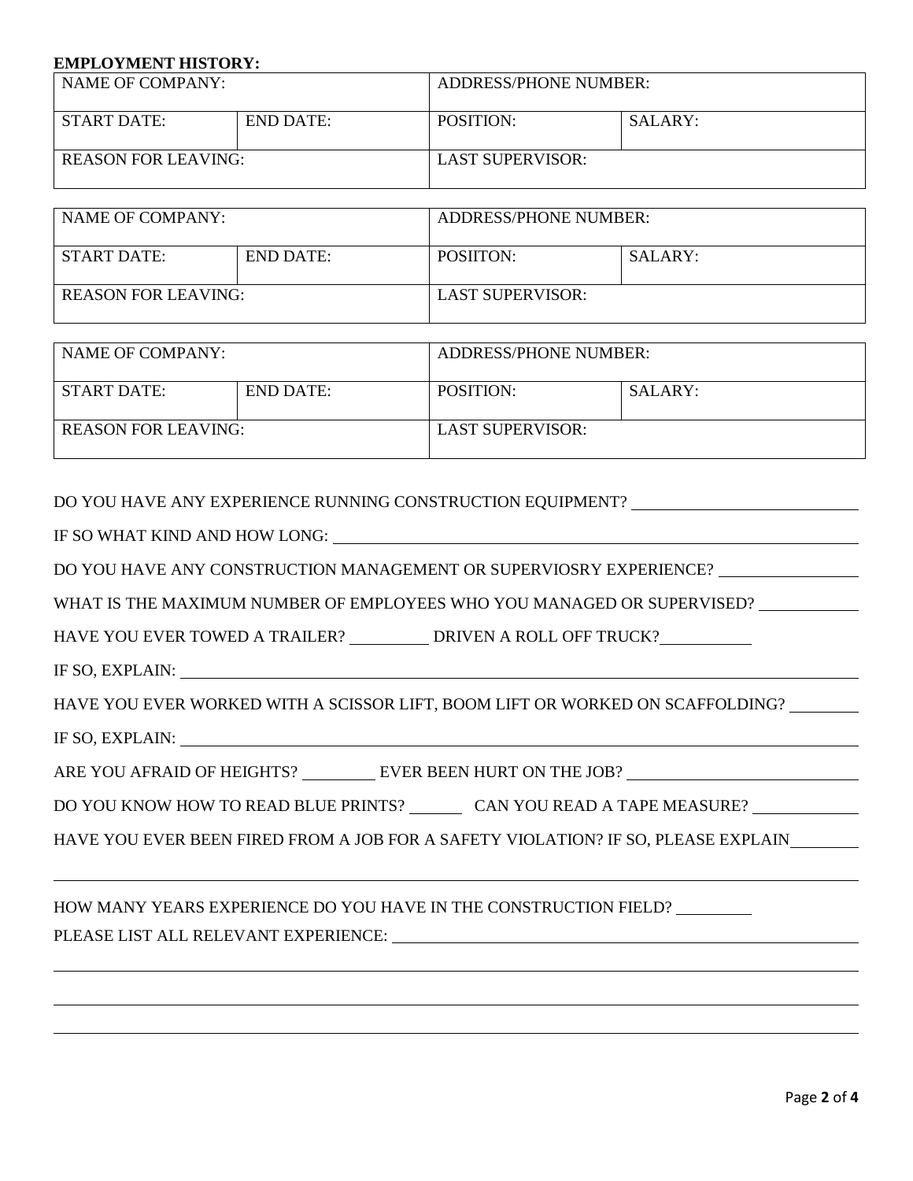**EMPLOYMENT HISTORY:**

| | | | |
|---|---|---|---|
| NAME OF COMPANY: | | ADDRESS/PHONE NUMBER: | |
| START DATE: | END DATE: | POSITION: | SALARY: |
| REASON FOR LEAVING: | | LAST SUPERVISOR: | |

| | | | |
|---|---|---|---|
| NAME OF COMPANY: | | ADDRESS/PHONE NUMBER: | |
| START DATE: | END DATE: | POSIITON: | SALARY: |
| REASON FOR LEAVING: | | LAST SUPERVISOR: | |

| | | | |
|---|---|---|---|
| NAME OF COMPANY: | | ADDRESS/PHONE NUMBER: | |
| START DATE: | END DATE: | POSITION: | SALARY: |
| REASON FOR LEAVING: | | LAST SUPERVISOR: | |

DO YOU HAVE ANY EXPERIENCE RUNNING CONSTRUCTION EQUIPMENT? ____________________

IF SO WHAT KIND AND HOW LONG: ____________________

DO YOU HAVE ANY CONSTRUCTION MANAGEMENT OR SUPERVIOSRY EXPERIENCE? ____________________

WHAT IS THE MAXIMUM NUMBER OF EMPLOYEES WHO YOU MANAGED OR SUPERVISED? ____________________

HAVE YOU EVER TOWED A TRAILER? __________ DRIVEN A ROLL OFF TRUCK? __________

IF SO, EXPLAIN: ____________________

HAVE YOU EVER WORKED WITH A SCISSOR LIFT, BOOM LIFT OR WORKED ON SCAFFOLDING? __________

IF SO, EXPLAIN: ____________________

ARE YOU AFRAID OF HEIGHTS? __________ EVER BEEN HURT ON THE JOB? ____________________

DO YOU KNOW HOW TO READ BLUE PRINTS? _______ CAN YOU READ A TAPE MEASURE? __________

HAVE YOU EVER BEEN FIRED FROM A JOB FOR A SAFETY VIOLATION? IF SO, PLEASE EXPLAIN __________

____________________

HOW MANY YEARS EXPERIENCE DO YOU HAVE IN THE CONSTRUCTION FIELD? __________

PLEASE LIST ALL RELEVANT EXPERIENCE: ____________________

____________________

____________________

____________________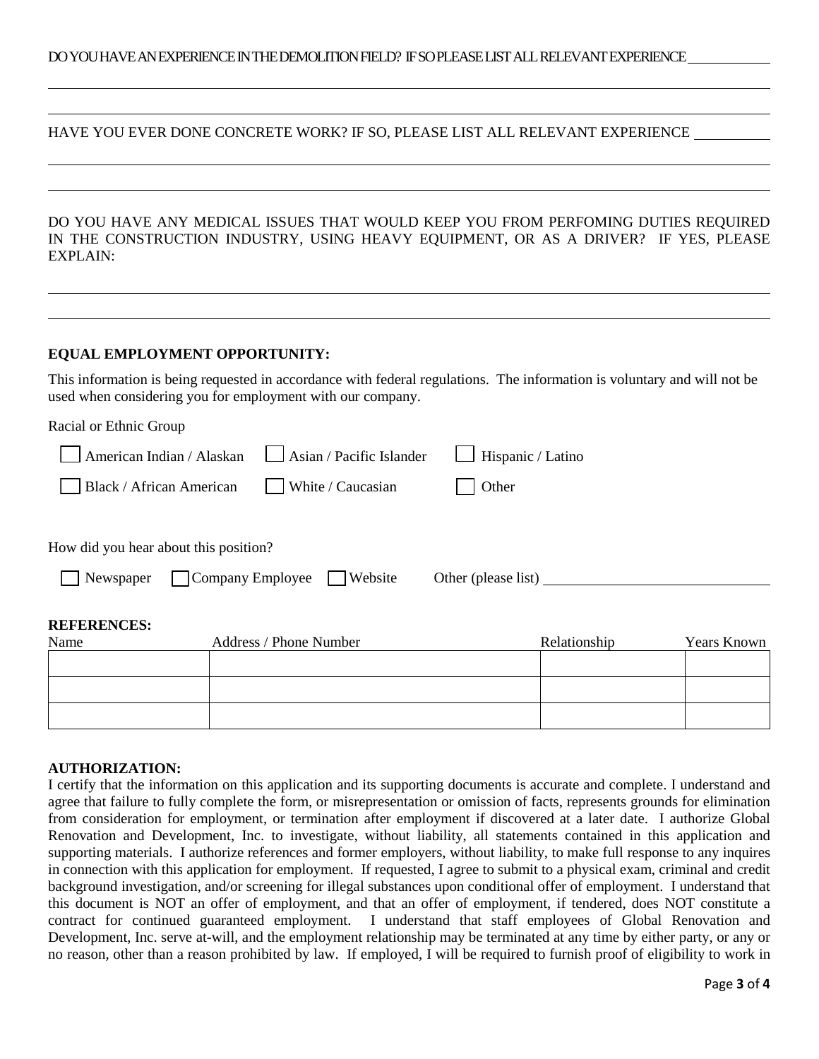DO YOU HAVE AN EXPERIENCE IN THE DEMOLITION FIELD? IF SO PLEASE LIST ALL RELEVANT EXPERIENCE ___________

___________________________________________________________________________

___________________________________________________________________________

HAVE YOU EVER DONE CONCRETE WORK? IF SO, PLEASE LIST ALL RELEVANT EXPERIENCE ___________

___________________________________________________________________________

___________________________________________________________________________

DO YOU HAVE ANY MEDICAL ISSUES THAT WOULD KEEP YOU FROM PERFOMING DUTIES REQUIRED IN THE CONSTRUCTION INDUSTRY, USING HEAVY EQUIPMENT, OR AS A DRIVER? IF YES, PLEASE EXPLAIN:

___________________________________________________________________________

___________________________________________________________________________

**EQUAL EMPLOYMENT OPPORTUNITY:**

This information is being requested in accordance with federal regulations. The information is voluntary and will not be used when considering you for employment with our company.

Racial or Ethnic Group

☐ American Indian / Alaskan ☐ Asian / Pacific Islander ☐ Hispanic / Latino

☐ Black / African American ☐ White / Caucasian ☐ Other

How did you hear about this position?

☐ Newspaper ☐ Company Employee ☐ Website Other (please list) ___________________

**REFERENCES:**

| Name | Address / Phone Number | Relationship | Years Known |
|---|---|---|---|
| | | | |
| | | | |
| | | | |

**AUTHORIZATION:**

I certify that the information on this application and its supporting documents is accurate and complete. I understand and agree that failure to fully complete the form, or misrepresentation or omission of facts, represents grounds for elimination from consideration for employment, or termination after employment if discovered at a later date. I authorize Global Renovation and Development, Inc. to investigate, without liability, all statements contained in this application and supporting materials. I authorize references and former employers, without liability, to make full response to any inquires in connection with this application for employment. If requested, I agree to submit to a physical exam, criminal and credit background investigation, and/or screening for illegal substances upon conditional offer of employment. I understand that this document is NOT an offer of employment, and that an offer of employment, if tendered, does NOT constitute a contract for continued guaranteed employment. I understand that staff employees of Global Renovation and Development, Inc. serve at-will, and the employment relationship may be terminated at any time by either party, or any or no reason, other than a reason prohibited by law. If employed, I will be required to furnish proof of eligibility to work in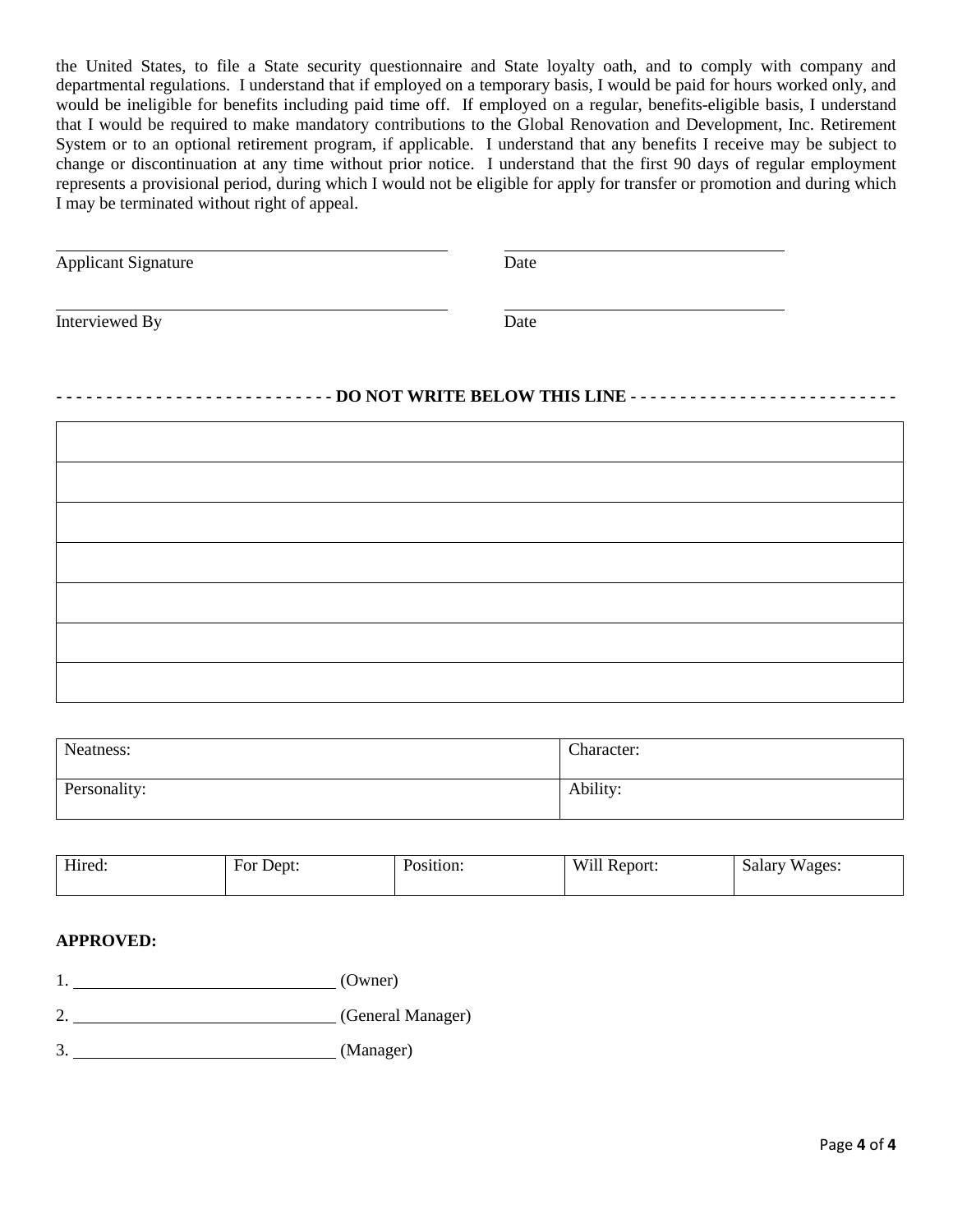the United States, to file a State security questionnaire and State loyalty oath, and to comply with company and departmental regulations. I understand that if employed on a temporary basis, I would be paid for hours worked only, and would be ineligible for benefits including paid time off. If employed on a regular, benefits-eligible basis, I understand that I would be required to make mandatory contributions to the Global Renovation and Development, Inc. Retirement System or to an optional retirement program, if applicable. I understand that any benefits I receive may be subject to change or discontinuation at any time without prior notice. I understand that the first 90 days of regular employment represents a provisional period, during which I would not be eligible for apply for transfer or promotion and during which I may be terminated without right of appeal.

______________________________ ______________________________
Applicant Signature Date

______________________________ ______________________________
Interviewed By Date

**- - - - - - - - - - - - - - - - - - - - - - - - - - - DO NOT WRITE BELOW THIS LINE - - - - - - - - - - - - - - - - - - - - - - - - - -**

| |
|---|
| |
| |
| |
| |
| |
| |
| |

| | |
|---|---|
| Neatness: | Character: |
| Personality: | Ability: |

| | | | | |
|---|---|---|---|---|
| Hired: | For Dept: | Position: | Will Report: | Salary Wages: |

**APPROVED:**

1. ______________________________ (Owner)

2. ______________________________ (General Manager)

3. ______________________________ (Manager)